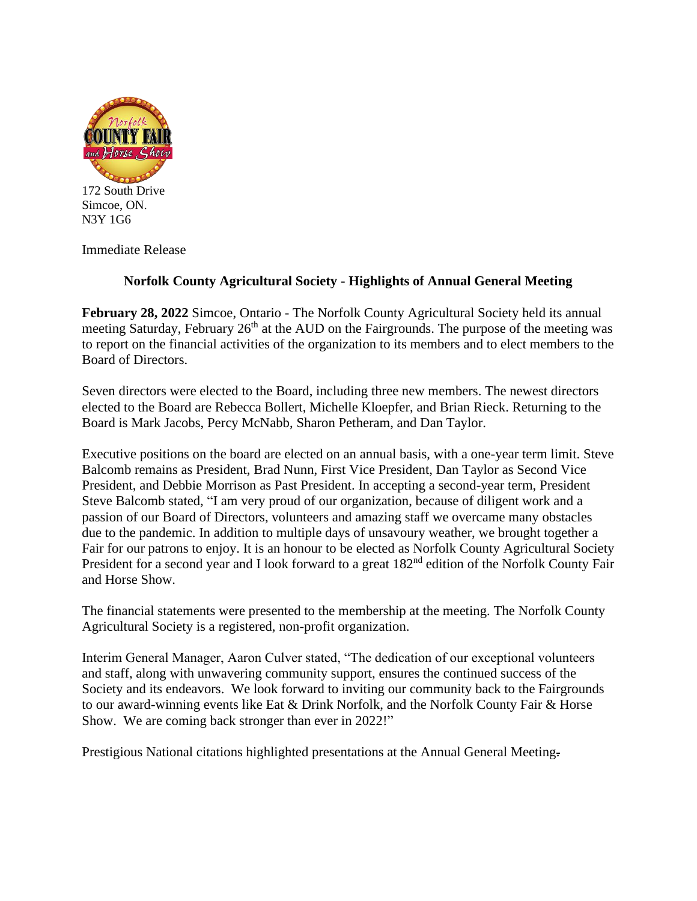172 South Drive
Simcoe, ON.
N3Y 1G6

Immediate Release

## Norfolk County Agricultural Society - Highlights of Annual General Meeting

**February 28, 2022** Simcoe, Ontario - The Norfolk County Agricultural Society held its annual meeting Saturday, February 26th at the AUD on the Fairgrounds. The purpose of the meeting was to report on the financial activities of the organization to its members and to elect members to the Board of Directors.

Seven directors were elected to the Board, including three new members. The newest directors elected to the Board are Rebecca Bollert, Michelle Kloepfer, and Brian Rieck. Returning to the Board is Mark Jacobs, Percy McNabb, Sharon Petheram, and Dan Taylor.

Executive positions on the board are elected on an annual basis, with a one-year term limit. Steve Balcomb remains as President, Brad Nunn, First Vice President, Dan Taylor as Second Vice President, and Debbie Morrison as Past President. In accepting a second-year term, President Steve Balcomb stated, "I am very proud of our organization, because of diligent work and a passion of our Board of Directors, volunteers and amazing staff we overcame many obstacles due to the pandemic. In addition to multiple days of unsavoury weather, we brought together a Fair for our patrons to enjoy. It is an honour to be elected as Norfolk County Agricultural Society President for a second year and I look forward to a great 182nd edition of the Norfolk County Fair and Horse Show.

The financial statements were presented to the membership at the meeting. The Norfolk County Agricultural Society is a registered, non-profit organization.

Interim General Manager, Aaron Culver stated, "The dedication of our exceptional volunteers and staff, along with unwavering community support, ensures the continued success of the Society and its endeavors. We look forward to inviting our community back to the Fairgrounds to our award-winning events like Eat & Drink Norfolk, and the Norfolk County Fair & Horse Show. We are coming back stronger than ever in 2022!"

Prestigious National citations highlighted presentations at the Annual General Meeting.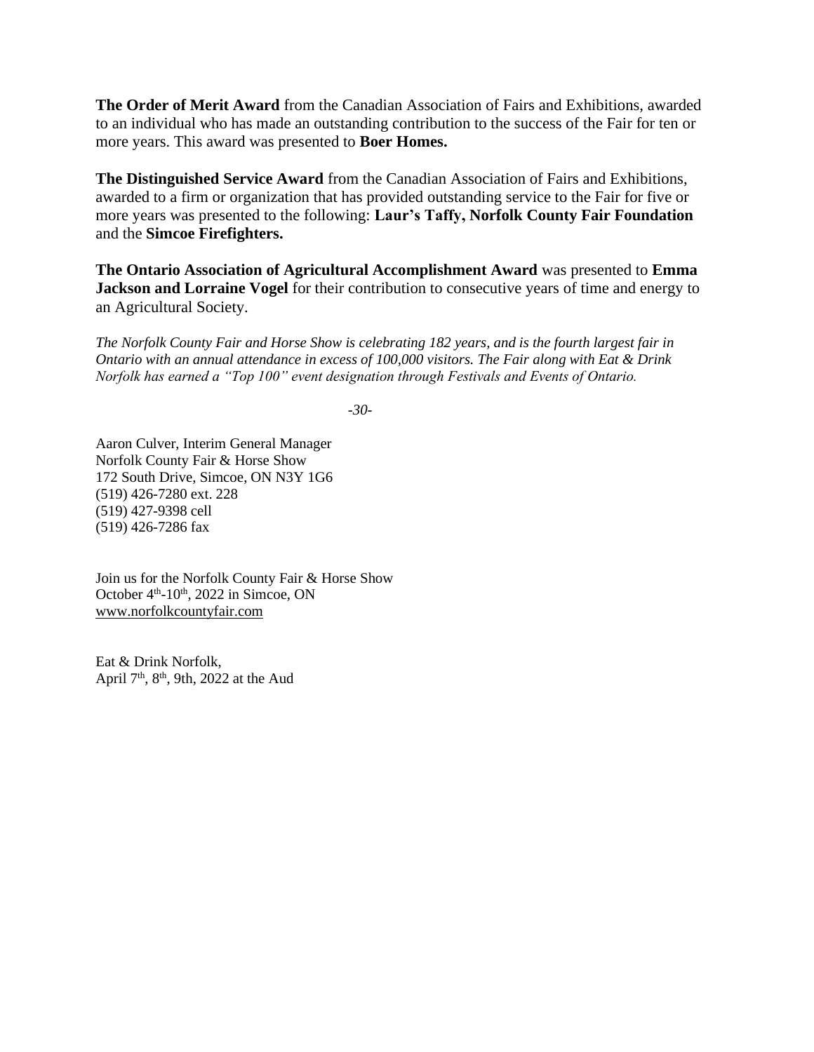**The Order of Merit Award** from the Canadian Association of Fairs and Exhibitions, awarded to an individual who has made an outstanding contribution to the success of the Fair for ten or more years. This award was presented to **Boer Homes.**

**The Distinguished Service Award** from the Canadian Association of Fairs and Exhibitions, awarded to a firm or organization that has provided outstanding service to the Fair for five or more years was presented to the following: **Laur's Taffy, Norfolk County Fair Foundation** and the **Simcoe Firefighters.**

**The Ontario Association of Agricultural Accomplishment Award** was presented to **Emma Jackson and Lorraine Vogel** for their contribution to consecutive years of time and energy to an Agricultural Society.

*The Norfolk County Fair and Horse Show is celebrating 182 years, and is the fourth largest fair in Ontario with an annual attendance in excess of 100,000 visitors. The Fair along with Eat & Drink Norfolk has earned a "Top 100" event designation through Festivals and Events of Ontario.*

*-30-*

Aaron Culver, Interim General Manager
Norfolk County Fair & Horse Show
172 South Drive, Simcoe, ON N3Y 1G6
(519) 426-7280 ext. 228
(519) 427-9398 cell
(519) 426-7286 fax

Join us for the Norfolk County Fair & Horse Show
October 4th-10th, 2022 in Simcoe, ON
www.norfolkcountyfair.com

Eat & Drink Norfolk,
April 7th, 8th, 9th, 2022 at the Aud